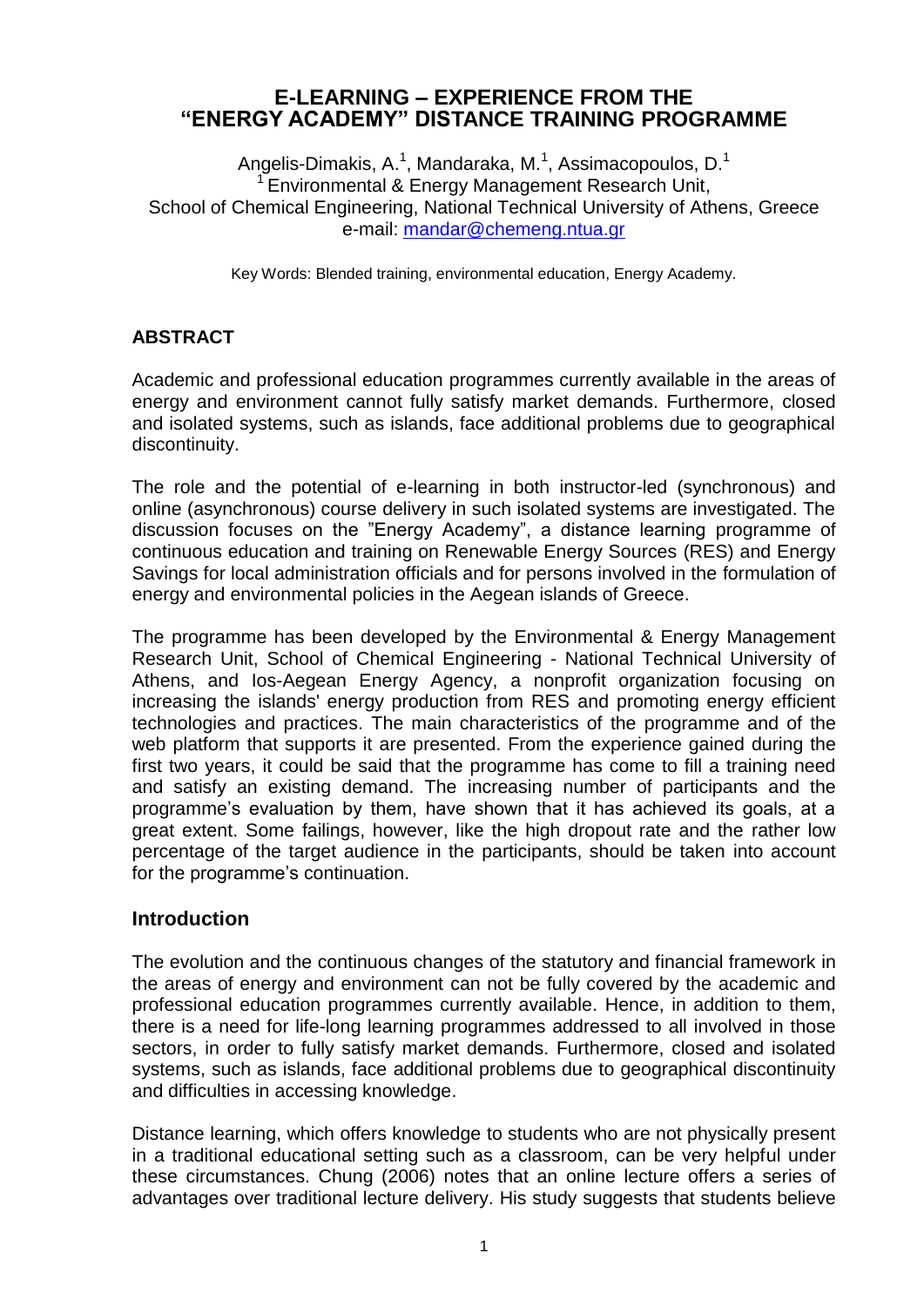# E-LEARNING – EXPERIENCE FROM THE "ENERGY ACADEMY" DISTANCE TRAINING PROGRAMME

Angelis-Dimakis, A.[1], Mandaraka, M.[1], Assimacopoulos, D.[1]
[1] Environmental & Energy Management Research Unit,
School of Chemical Engineering, National Technical University of Athens, Greece
e-mail: mandar@chemeng.ntua.gr

Key Words: Blended training, environmental education, Energy Academy.

## ABSTRACT

Academic and professional education programmes currently available in the areas of energy and environment cannot fully satisfy market demands. Furthermore, closed and isolated systems, such as islands, face additional problems due to geographical discontinuity.

The role and the potential of e-learning in both instructor-led (synchronous) and online (asynchronous) course delivery in such isolated systems are investigated. The discussion focuses on the "Energy Academy", a distance learning programme of continuous education and training on Renewable Energy Sources (RES) and Energy Savings for local administration officials and for persons involved in the formulation of energy and environmental policies in the Aegean islands of Greece.

The programme has been developed by the Environmental & Energy Management Research Unit, School of Chemical Engineering - National Technical University of Athens, and Ios-Aegean Energy Agency, a nonprofit organization focusing on increasing the islands' energy production from RES and promoting energy efficient technologies and practices. The main characteristics of the programme and of the web platform that supports it are presented. From the experience gained during the first two years, it could be said that the programme has come to fill a training need and satisfy an existing demand. The increasing number of participants and the programme's evaluation by them, have shown that it has achieved its goals, at a great extent. Some failings, however, like the high dropout rate and the rather low percentage of the target audience in the participants, should be taken into account for the programme's continuation.

## Introduction

The evolution and the continuous changes of the statutory and financial framework in the areas of energy and environment can not be fully covered by the academic and professional education programmes currently available. Hence, in addition to them, there is a need for life-long learning programmes addressed to all involved in those sectors, in order to fully satisfy market demands. Furthermore, closed and isolated systems, such as islands, face additional problems due to geographical discontinuity and difficulties in accessing knowledge.

Distance learning, which offers knowledge to students who are not physically present in a traditional educational setting such as a classroom, can be very helpful under these circumstances. Chung (2006) notes that an online lecture offers a series of advantages over traditional lecture delivery. His study suggests that students believe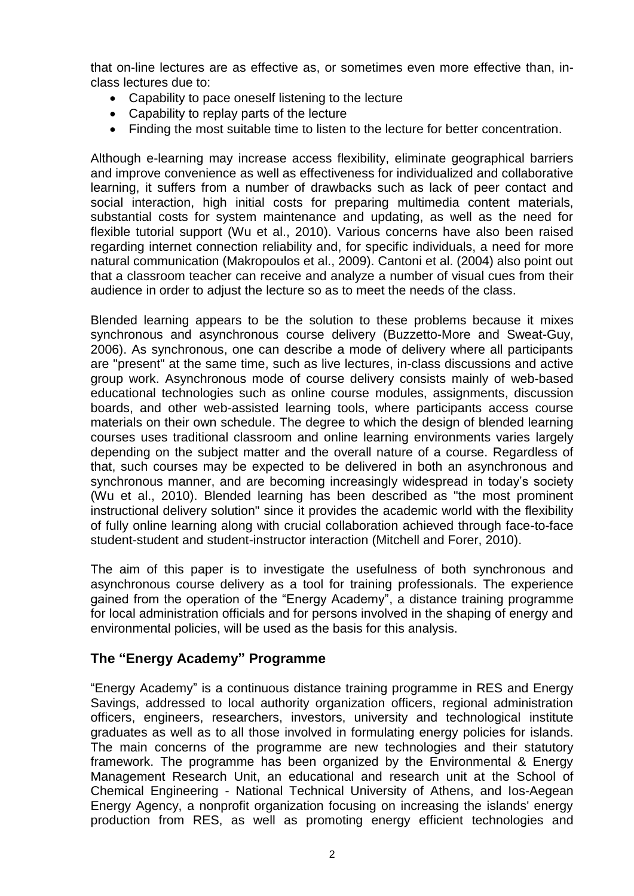that on-line lectures are as effective as, or sometimes even more effective than, in-class lectures due to:

- Capability to pace oneself listening to the lecture
- Capability to replay parts of the lecture
- Finding the most suitable time to listen to the lecture for better concentration.

Although e-learning may increase access flexibility, eliminate geographical barriers and improve convenience as well as effectiveness for individualized and collaborative learning, it suffers from a number of drawbacks such as lack of peer contact and social interaction, high initial costs for preparing multimedia content materials, substantial costs for system maintenance and updating, as well as the need for flexible tutorial support (Wu et al., 2010). Various concerns have also been raised regarding internet connection reliability and, for specific individuals, a need for more natural communication (Makropoulos et al., 2009). Cantoni et al. (2004) also point out that a classroom teacher can receive and analyze a number of visual cues from their audience in order to adjust the lecture so as to meet the needs of the class.

Blended learning appears to be the solution to these problems because it mixes synchronous and asynchronous course delivery (Buzzetto-More and Sweat-Guy, 2006). As synchronous, one can describe a mode of delivery where all participants are "present" at the same time, such as live lectures, in-class discussions and active group work. Asynchronous mode of course delivery consists mainly of web-based educational technologies such as online course modules, assignments, discussion boards, and other web-assisted learning tools, where participants access course materials on their own schedule. The degree to which the design of blended learning courses uses traditional classroom and online learning environments varies largely depending on the subject matter and the overall nature of a course. Regardless of that, such courses may be expected to be delivered in both an asynchronous and synchronous manner, and are becoming increasingly widespread in today's society (Wu et al., 2010). Blended learning has been described as "the most prominent instructional delivery solution" since it provides the academic world with the flexibility of fully online learning along with crucial collaboration achieved through face-to-face student-student and student-instructor interaction (Mitchell and Forer, 2010).

The aim of this paper is to investigate the usefulness of both synchronous and asynchronous course delivery as a tool for training professionals. The experience gained from the operation of the "Energy Academy", a distance training programme for local administration officials and for persons involved in the shaping of energy and environmental policies, will be used as the basis for this analysis.

## The "Energy Academy" Programme

"Energy Academy" is a continuous distance training programme in RES and Energy Savings, addressed to local authority organization officers, regional administration officers, engineers, researchers, investors, university and technological institute graduates as well as to all those involved in formulating energy policies for islands. The main concerns of the programme are new technologies and their statutory framework. The programme has been organized by the Environmental & Energy Management Research Unit, an educational and research unit at the School of Chemical Engineering - National Technical University of Athens, and Ios-Aegean Energy Agency, a nonprofit organization focusing on increasing the islands' energy production from RES, as well as promoting energy efficient technologies and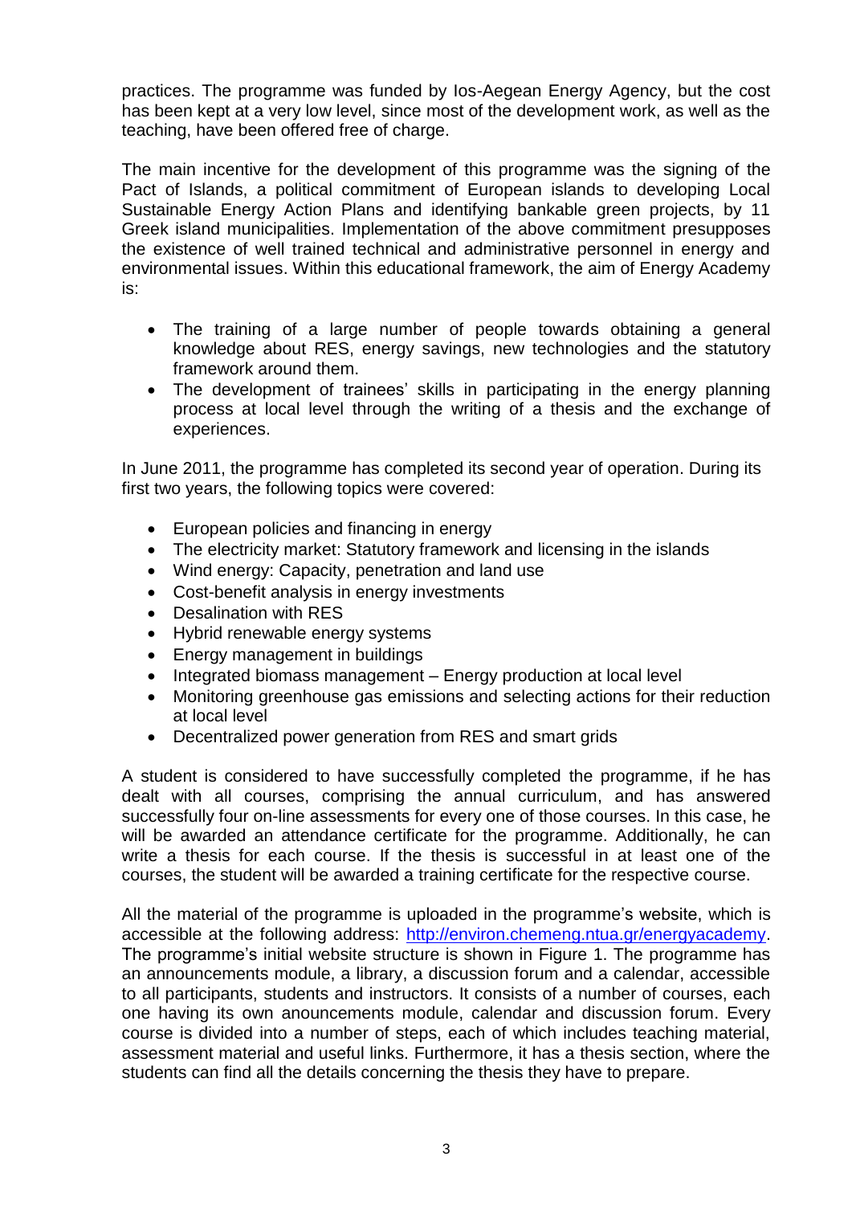practices. The programme was funded by Ios-Aegean Energy Agency, but the cost has been kept at a very low level, since most of the development work, as well as the teaching, have been offered free of charge.

The main incentive for the development of this programme was the signing of the Pact of Islands, a political commitment of European islands to developing Local Sustainable Energy Action Plans and identifying bankable green projects, by 11 Greek island municipalities. Implementation of the above commitment presupposes the existence of well trained technical and administrative personnel in energy and environmental issues. Within this educational framework, the aim of Energy Academy is:

- The training of a large number of people towards obtaining a general knowledge about RES, energy savings, new technologies and the statutory framework around them.
- The development of trainees' skills in participating in the energy planning process at local level through the writing of a thesis and the exchange of experiences.

In June 2011, the programme has completed its second year of operation. During its first two years, the following topics were covered:

- European policies and financing in energy
- The electricity market: Statutory framework and licensing in the islands
- Wind energy: Capacity, penetration and land use
- Cost-benefit analysis in energy investments
- Desalination with RES
- Hybrid renewable energy systems
- Energy management in buildings
- Integrated biomass management – Energy production at local level
- Monitoring greenhouse gas emissions and selecting actions for their reduction at local level
- Decentralized power generation from RES and smart grids

A student is considered to have successfully completed the programme, if he has dealt with all courses, comprising the annual curriculum, and has answered successfully four on-line assessments for every one of those courses. In this case, he will be awarded an attendance certificate for the programme. Additionally, he can write a thesis for each course. If the thesis is successful in at least one of the courses, the student will be awarded a training certificate for the respective course.

All the material of the programme is uploaded in the programme's website, which is accessible at the following address: http://environ.chemeng.ntua.gr/energyacademy. The programme's initial website structure is shown in Figure 1. The programme has an announcements module, a library, a discussion forum and a calendar, accessible to all participants, students and instructors. It consists of a number of courses, each one having its own anouncements module, calendar and discussion forum. Every course is divided into a number of steps, each of which includes teaching material, assessment material and useful links. Furthermore, it has a thesis section, where the students can find all the details concerning the thesis they have to prepare.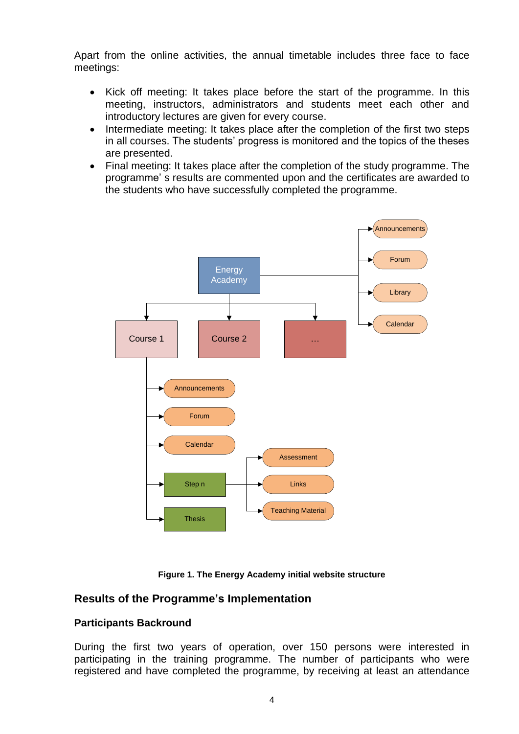Apart from the online activities, the annual timetable includes three face to face meetings:

- Kick off meeting: It takes place before the start of the programme. In this meeting, instructors, administrators and students meet each other and introductory lectures are given for every course.
- Intermediate meeting: It takes place after the completion of the first two steps in all courses. The students' progress is monitored and the topics of the theses are presented.
- Final meeting: It takes place after the completion of the study programme. The programme' s results are commented upon and the certificates are awarded to the students who have successfully completed the programme.

**Figure 1. The Energy Academy initial website structure**

## Results of the Programme's Implementation

### Participants Backround

During the first two years of operation, over 150 persons were interested in participating in the training programme. The number of participants who were registered and have completed the programme, by receiving at least an attendance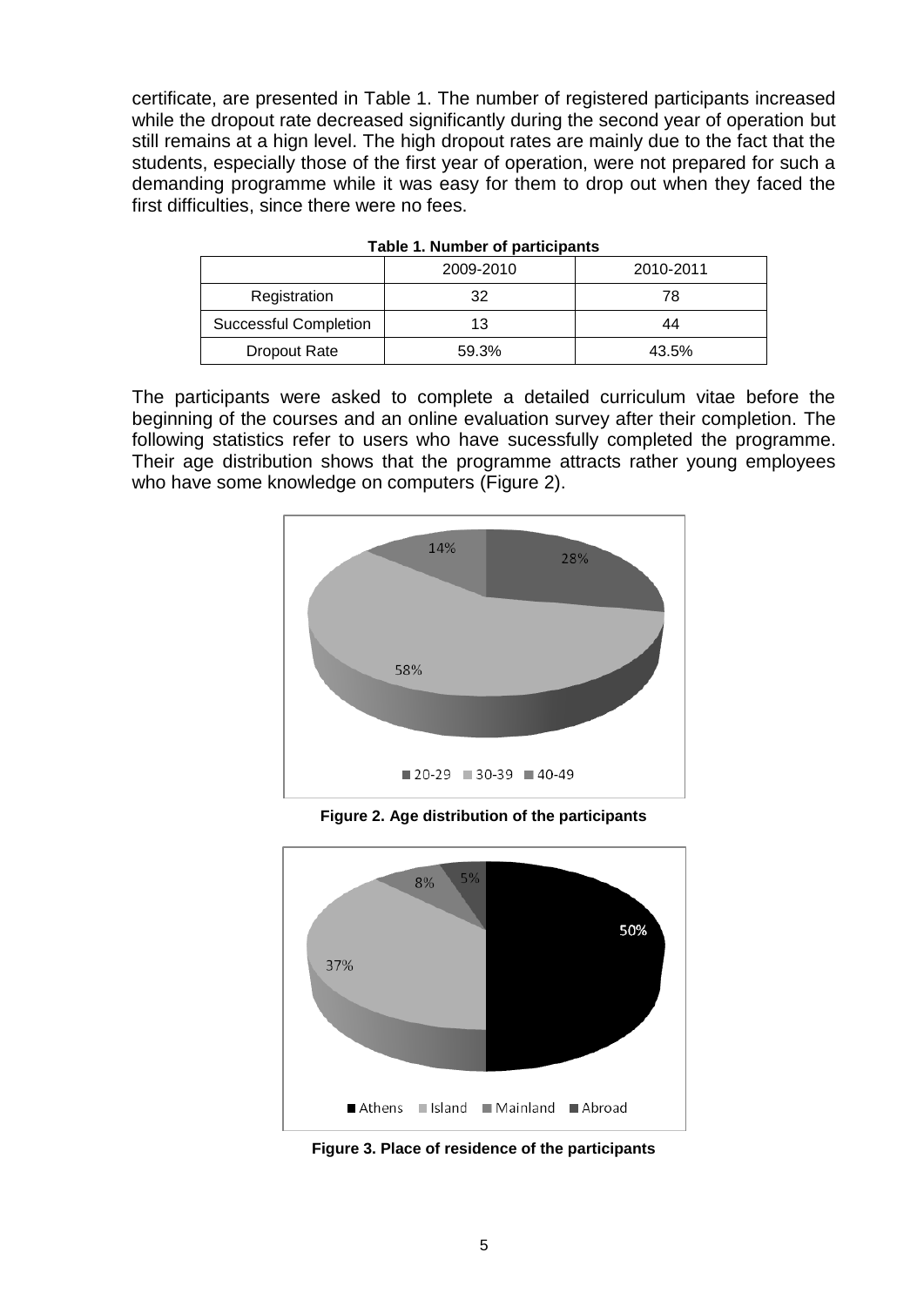certificate, are presented in Table 1. The number of registered participants increased while the dropout rate decreased significantly during the second year of operation but still remains at a hign level. The high dropout rates are mainly due to the fact that the students, especially those of the first year of operation, were not prepared for such a demanding programme while it was easy for them to drop out when they faced the first difficulties, since there were no fees.

**Table 1. Number of participants**

| | 2009-2010 | 2010-2011 |
|---|---|---|
| Registration | 32 | 78 |
| Successful Completion | 13 | 44 |
| Dropout Rate | 59.3% | 43.5% |

The participants were asked to complete a detailed curriculum vitae before the beginning of the courses and an online evaluation survey after their completion. The following statistics refer to users who have sucessfully completed the programme. Their age distribution shows that the programme attracts rather young employees who have some knowledge on computers (Figure 2).

**Figure 2. Age distribution of the participants**

**Figure 3. Place of residence of the participants**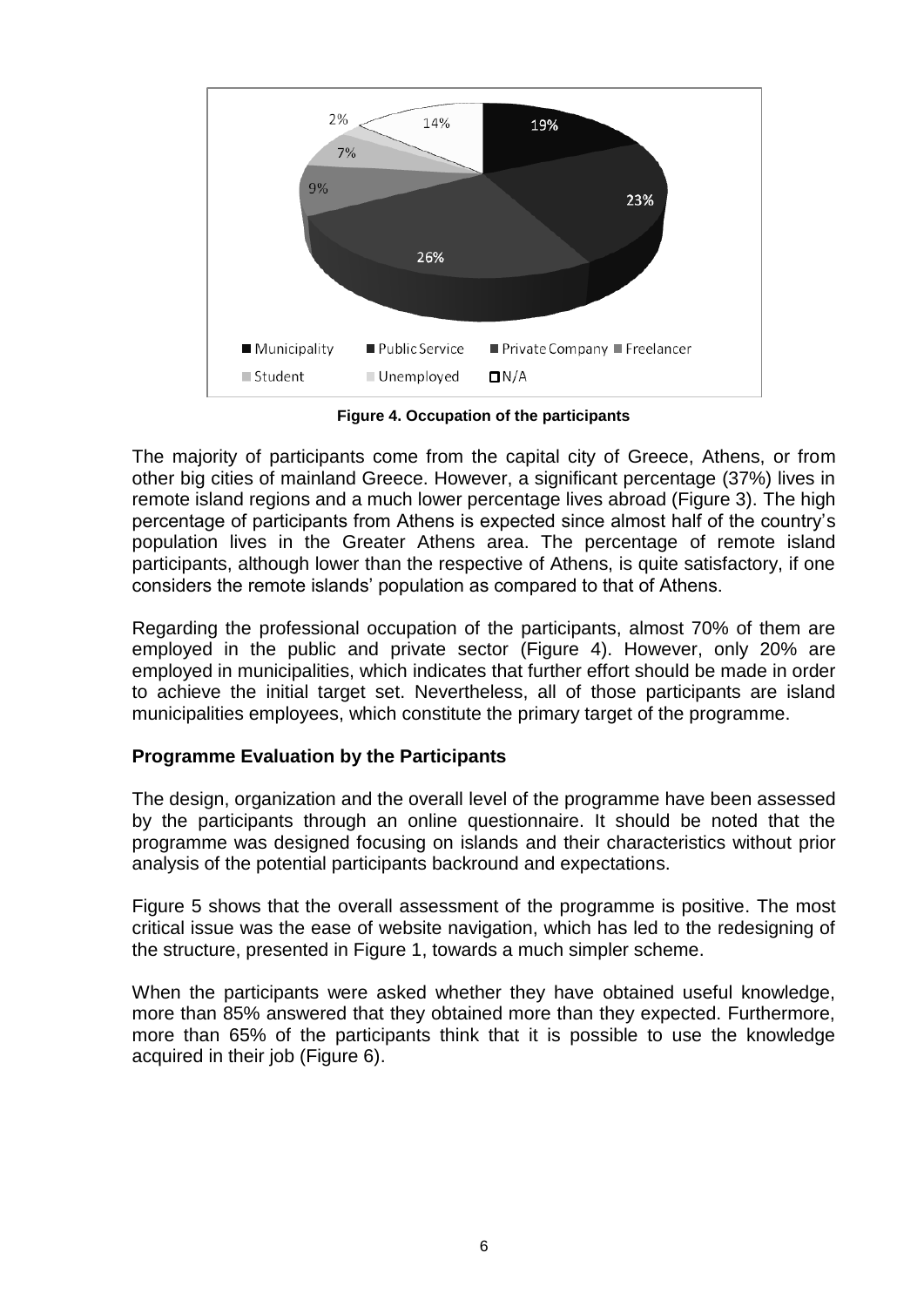**Figure 4. Occupation of the participants**

The majority of participants come from the capital city of Greece, Athens, or from other big cities of mainland Greece. However, a significant percentage (37%) lives in remote island regions and a much lower percentage lives abroad (Figure 3). The high percentage of participants from Athens is expected since almost half of the country's population lives in the Greater Athens area. The percentage of remote island participants, although lower than the respective of Athens, is quite satisfactory, if one considers the remote islands' population as compared to that of Athens.

Regarding the professional occupation of the participants, almost 70% of them are employed in the public and private sector (Figure 4). However, only 20% are employed in municipalities, which indicates that further effort should be made in order to achieve the initial target set. Nevertheless, all of those participants are island municipalities employees, which constitute the primary target of the programme.

## Programme Evaluation by the Participants

The design, organization and the overall level of the programme have been assessed by the participants through an online questionnaire. It should be noted that the programme was designed focusing on islands and their characteristics without prior analysis of the potential participants backround and expectations.

Figure 5 shows that the overall assessment of the programme is positive. The most critical issue was the ease of website navigation, which has led to the redesigning of the structure, presented in Figure 1, towards a much simpler scheme.

When the participants were asked whether they have obtained useful knowledge, more than 85% answered that they obtained more than they expected. Furthermore, more than 65% of the participants think that it is possible to use the knowledge acquired in their job (Figure 6).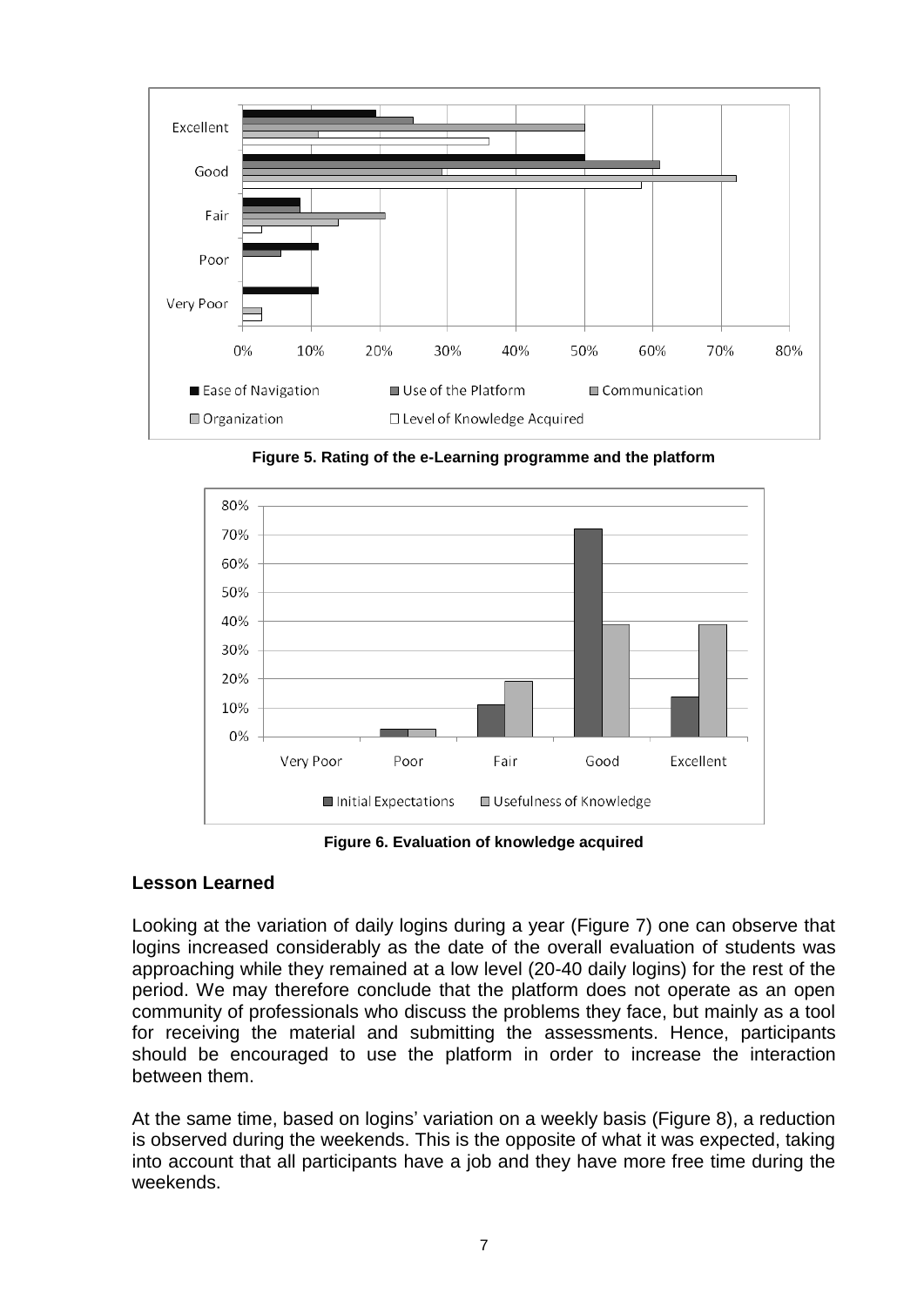**Figure 5. Rating of the e-Learning programme and the platform**

**Figure 6. Evaluation of knowledge acquired**

## Lesson Learned

Looking at the variation of daily logins during a year (Figure 7) one can observe that logins increased considerably as the date of the overall evaluation of students was approaching while they remained at a low level (20-40 daily logins) for the rest of the period. We may therefore conclude that the platform does not operate as an open community of professionals who discuss the problems they face, but mainly as a tool for receiving the material and submitting the assessments. Hence, participants should be encouraged to use the platform in order to increase the interaction between them.

At the same time, based on logins' variation on a weekly basis (Figure 8), a reduction is observed during the weekends. This is the opposite of what it was expected, taking into account that all participants have a job and they have more free time during the weekends.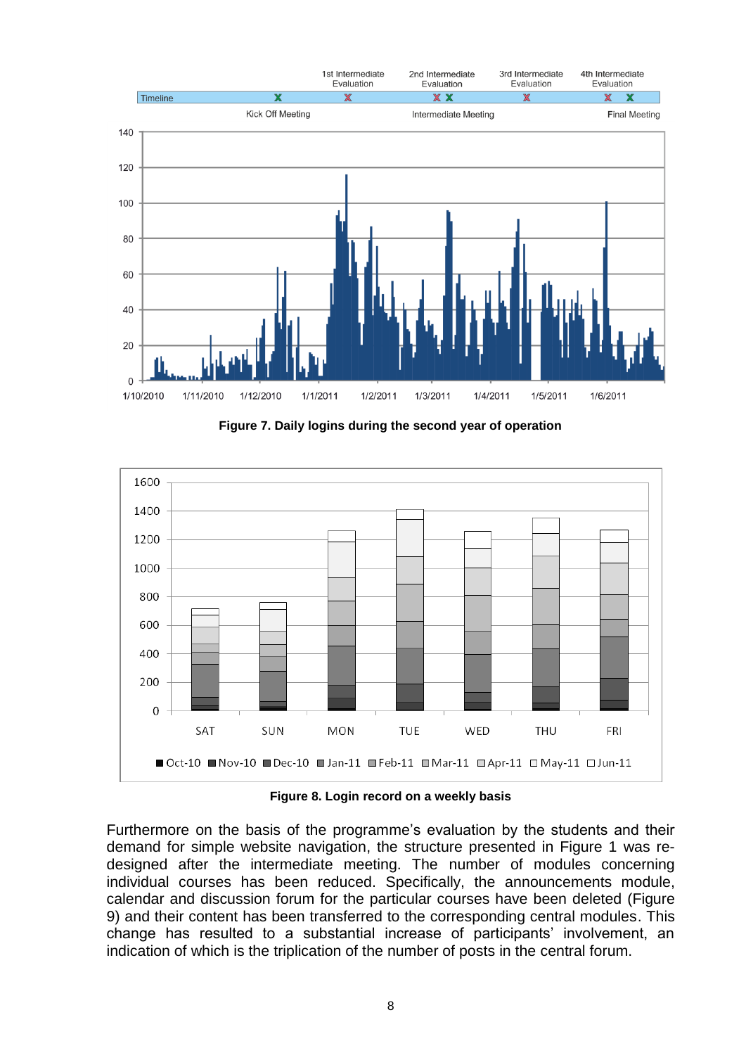Figure 7. Daily logins during the second year of operation

Figure 8. Login record on a weekly basis

Furthermore on the basis of the programme's evaluation by the students and their demand for simple website navigation, the structure presented in Figure 1 was re-designed after the intermediate meeting. The number of modules concerning individual courses has been reduced. Specifically, the announcements module, calendar and discussion forum for the particular courses have been deleted (Figure 9) and their content has been transferred to the corresponding central modules. This change has resulted to a substantial increase of participants' involvement, an indication of which is the triplication of the number of posts in the central forum.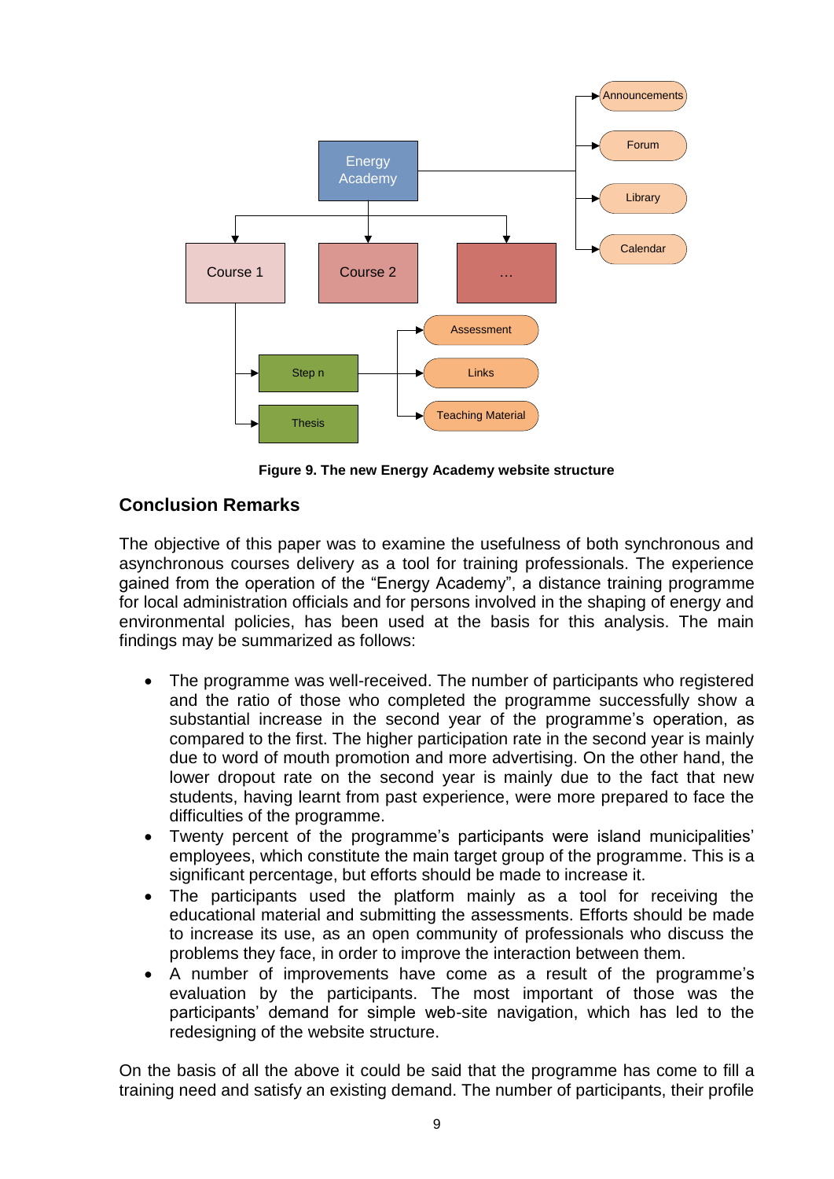**Figure 9. The new Energy Academy website structure**

## Conclusion Remarks

The objective of this paper was to examine the usefulness of both synchronous and asynchronous courses delivery as a tool for training professionals. The experience gained from the operation of the "Energy Academy", a distance training programme for local administration officials and for persons involved in the shaping of energy and environmental policies, has been used at the basis for this analysis. The main findings may be summarized as follows:

- The programme was well-received. The number of participants who registered and the ratio of those who completed the programme successfully show a substantial increase in the second year of the programme's operation, as compared to the first. The higher participation rate in the second year is mainly due to word of mouth promotion and more advertising. On the other hand, the lower dropout rate on the second year is mainly due to the fact that new students, having learnt from past experience, were more prepared to face the difficulties of the programme.
- Twenty percent of the programme's participants were island municipalities' employees, which constitute the main target group of the programme. This is a significant percentage, but efforts should be made to increase it.
- The participants used the platform mainly as a tool for receiving the educational material and submitting the assessments. Efforts should be made to increase its use, as an open community of professionals who discuss the problems they face, in order to improve the interaction between them.
- A number of improvements have come as a result of the programme's evaluation by the participants. The most important of those was the participants' demand for simple web-site navigation, which has led to the redesigning of the website structure.

On the basis of all the above it could be said that the programme has come to fill a training need and satisfy an existing demand. The number of participants, their profile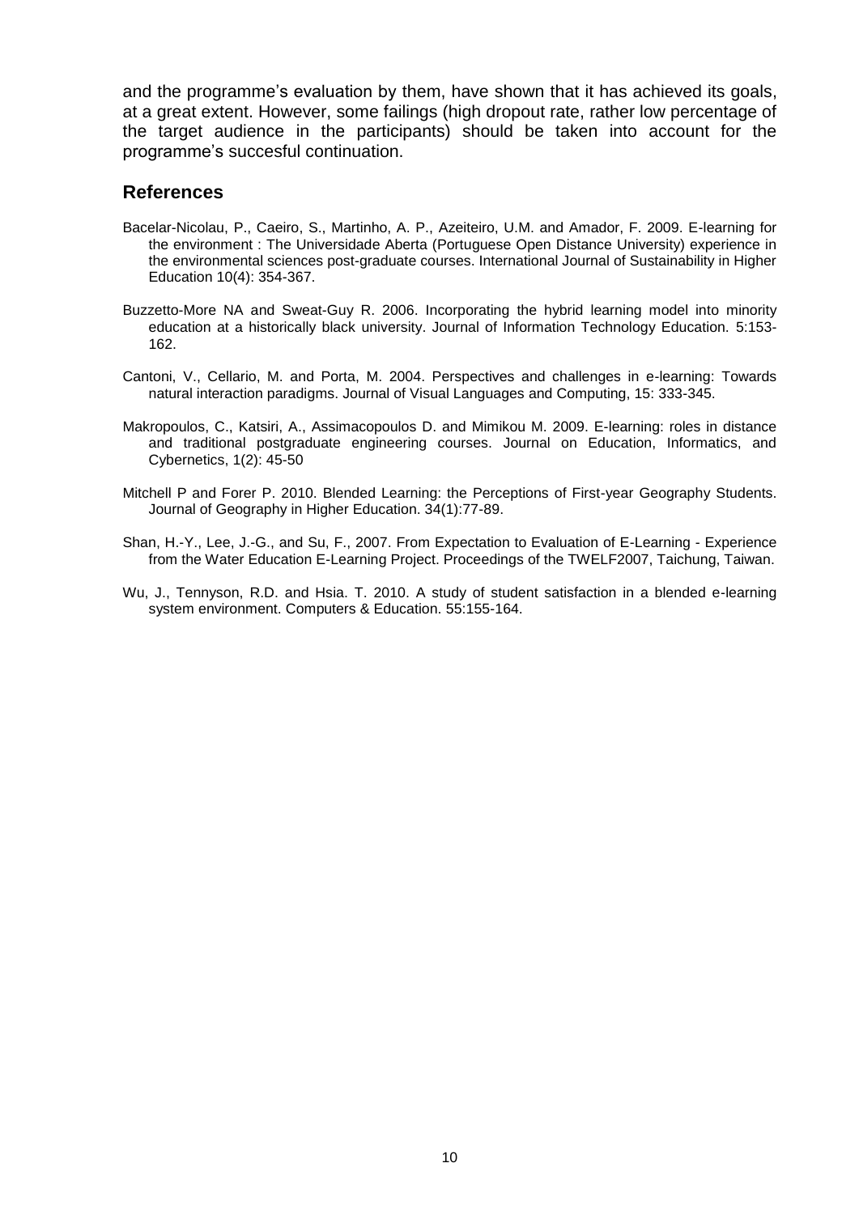and the programme's evaluation by them, have shown that it has achieved its goals, at a great extent. However, some failings (high dropout rate, rather low percentage of the target audience in the participants) should be taken into account for the programme's succesful continuation.

## References

Bacelar-Nicolau, P., Caeiro, S., Martinho, A. P., Azeiteiro, U.M. and Amador, F. 2009. E-learning for the environment : The Universidade Aberta (Portuguese Open Distance University) experience in the environmental sciences post-graduate courses. International Journal of Sustainability in Higher Education 10(4): 354-367.

Buzzetto-More NA and Sweat-Guy R. 2006. Incorporating the hybrid learning model into minority education at a historically black university. Journal of Information Technology Education. 5:153-162.

Cantoni, V., Cellario, M. and Porta, M. 2004. Perspectives and challenges in e-learning: Towards natural interaction paradigms. Journal of Visual Languages and Computing, 15: 333-345.

Makropoulos, C., Katsiri, A., Assimacopoulos D. and Mimikou M. 2009. E-learning: roles in distance and traditional postgraduate engineering courses. Journal on Education, Informatics, and Cybernetics, 1(2): 45-50

Mitchell P and Forer P. 2010. Blended Learning: the Perceptions of First-year Geography Students. Journal of Geography in Higher Education. 34(1):77-89.

Shan, H.-Y., Lee, J.-G., and Su, F., 2007. From Expectation to Evaluation of E-Learning - Experience from the Water Education E-Learning Project. Proceedings of the TWELF2007, Taichung, Taiwan.

Wu, J., Tennyson, R.D. and Hsia. T. 2010. A study of student satisfaction in a blended e-learning system environment. Computers & Education. 55:155-164.